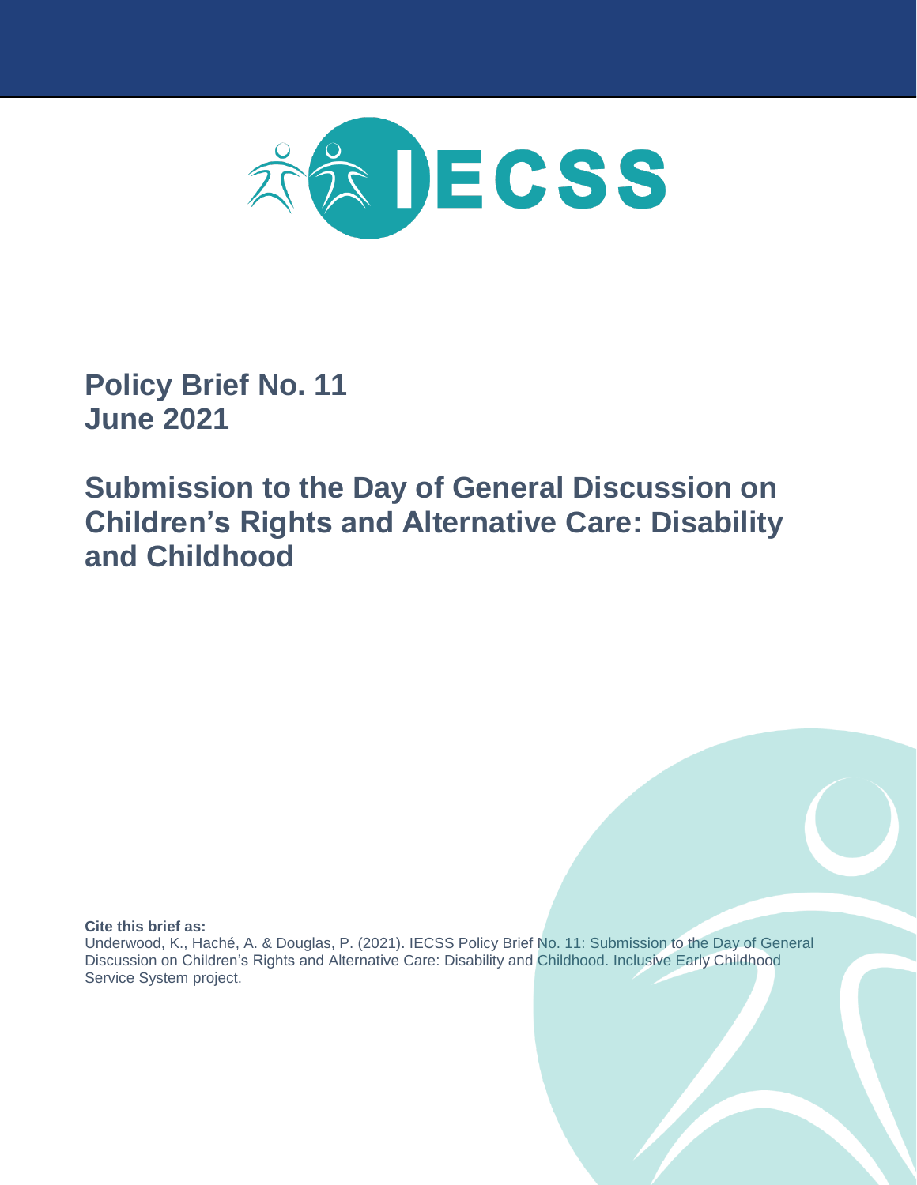IECSS

# Policy Brief No. 11
# June 2021

# Submission to the Day of General Discussion on Children's Rights and Alternative Care: Disability and Childhood

**Cite this brief as:**
Underwood, K., Haché, A. & Douglas, P. (2021). IECSS Policy Brief No. 11: Submission to the Day of General Discussion on Children's Rights and Alternative Care: Disability and Childhood. Inclusive Early Childhood Service System project.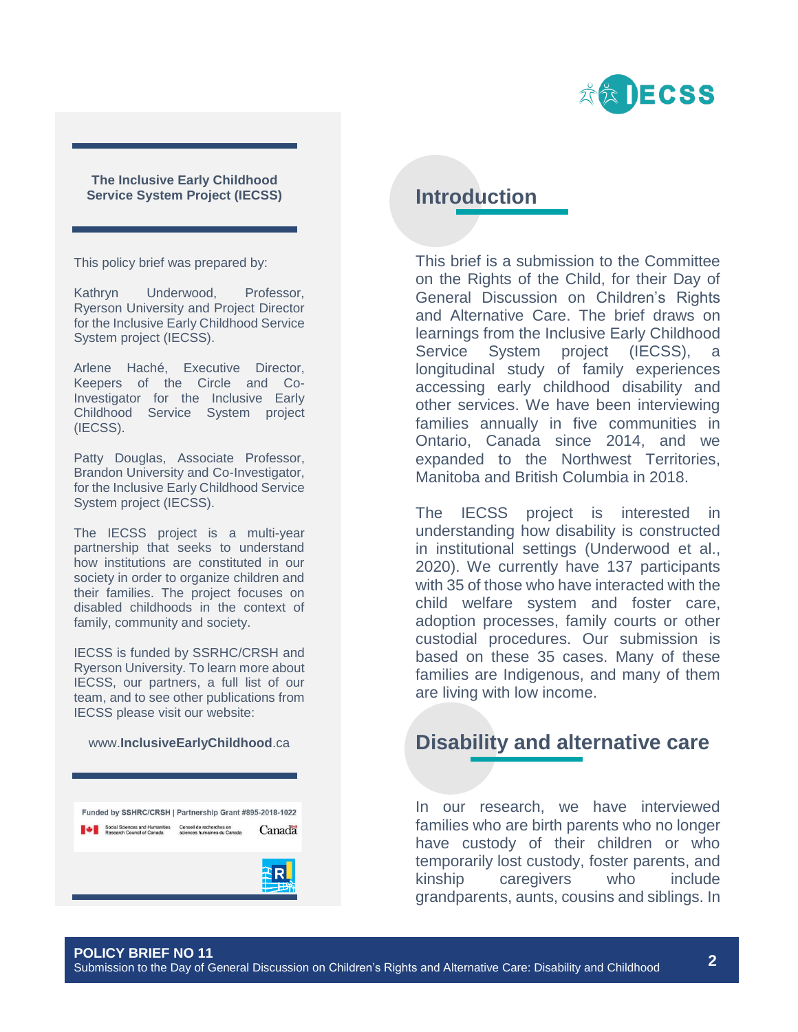**The Inclusive Early Childhood Service System Project (IECSS)**

This policy brief was prepared by:

Kathryn Underwood, Professor, Ryerson University and Project Director for the Inclusive Early Childhood Service System project (IECSS).

Arlene Haché, Executive Director, Keepers of the Circle and Co-Investigator for the Inclusive Early Childhood Service System project (IECSS).

Patty Douglas, Associate Professor, Brandon University and Co-Investigator, for the Inclusive Early Childhood Service System project (IECSS).

The IECSS project is a multi-year partnership that seeks to understand how institutions are constituted in our society in order to organize children and their families. The project focuses on disabled childhoods in the context of family, community and society.

IECSS is funded by SSRHC/CRSH and Ryerson University. To learn more about IECSS, our partners, a full list of our team, and to see other publications from IECSS please visit our website:

www.**InclusiveEarlyChildhood**.ca

Funded by SSHRC/CRSH | Partnership Grant #895-2018-1022

## Introduction

This brief is a submission to the Committee on the Rights of the Child, for their Day of General Discussion on Children's Rights and Alternative Care. The brief draws on learnings from the Inclusive Early Childhood Service System project (IECSS), a longitudinal study of family experiences accessing early childhood disability and other services. We have been interviewing families annually in five communities in Ontario, Canada since 2014, and we expanded to the Northwest Territories, Manitoba and British Columbia in 2018.

The IECSS project is interested in understanding how disability is constructed in institutional settings (Underwood et al., 2020). We currently have 137 participants with 35 of those who have interacted with the child welfare system and foster care, adoption processes, family courts or other custodial procedures. Our submission is based on these 35 cases. Many of these families are Indigenous, and many of them are living with low income.

## Disability and alternative care

In our research, we have interviewed families who are birth parents who no longer have custody of their children or who temporarily lost custody, foster parents, and kinship caregivers who include grandparents, aunts, cousins and siblings. In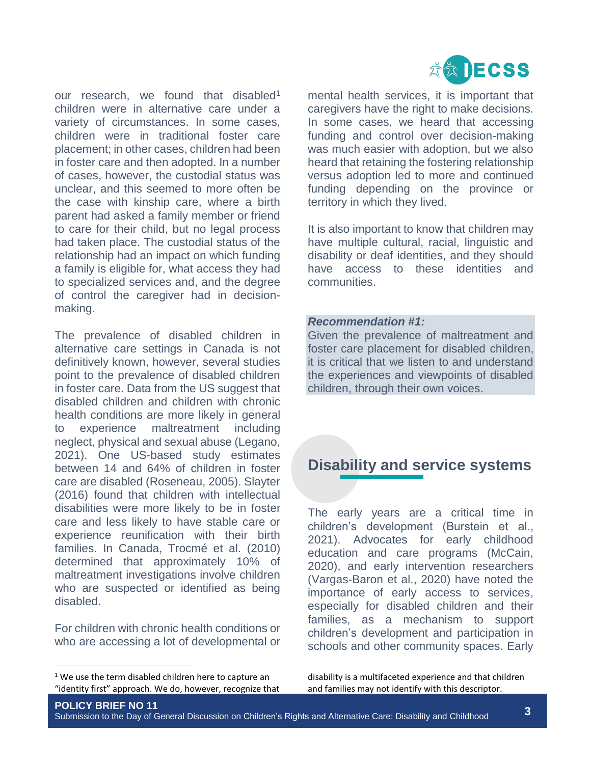our research, we found that disabled[1] children were in alternative care under a variety of circumstances. In some cases, children were in traditional foster care placement; in other cases, children had been in foster care and then adopted. In a number of cases, however, the custodial status was unclear, and this seemed to more often be the case with kinship care, where a birth parent had asked a family member or friend to care for their child, but no legal process had taken place. The custodial status of the relationship had an impact on which funding a family is eligible for, what access they had to specialized services and, and the degree of control the caregiver had in decision-making.

The prevalence of disabled children in alternative care settings in Canada is not definitively known, however, several studies point to the prevalence of disabled children in foster care. Data from the US suggest that disabled children and children with chronic health conditions are more likely in general to experience maltreatment including neglect, physical and sexual abuse (Legano, 2021). One US-based study estimates between 14 and 64% of children in foster care are disabled (Roseneau, 2005). Slayter (2016) found that children with intellectual disabilities were more likely to be in foster care and less likely to have stable care or experience reunification with their birth families. In Canada, Trocmé et al. (2010) determined that approximately 10% of maltreatment investigations involve children who are suspected or identified as being disabled.

For children with chronic health conditions or who are accessing a lot of developmental or mental health services, it is important that caregivers have the right to make decisions. In some cases, we heard that accessing funding and control over decision-making was much easier with adoption, but we also heard that retaining the fostering relationship versus adoption led to more and continued funding depending on the province or territory in which they lived.

It is also important to know that children may have multiple cultural, racial, linguistic and disability or deaf identities, and they should have access to these identities and communities.

***Recommendation #1:***
Given the prevalence of maltreatment and foster care placement for disabled children, it is critical that we listen to and understand the experiences and viewpoints of disabled children, through their own voices.

## Disability and service systems

The early years are a critical time in children's development (Burstein et al., 2021). Advocates for early childhood education and care programs (McCain, 2020), and early intervention researchers (Vargas-Baron et al., 2020) have noted the importance of early access to services, especially for disabled children and their families, as a mechanism to support children's development and participation in schools and other community spaces. Early

[1] We use the term disabled children here to capture an "identity first" approach. We do, however, recognize that disability is a multifaceted experience and that children and families may not identify with this descriptor.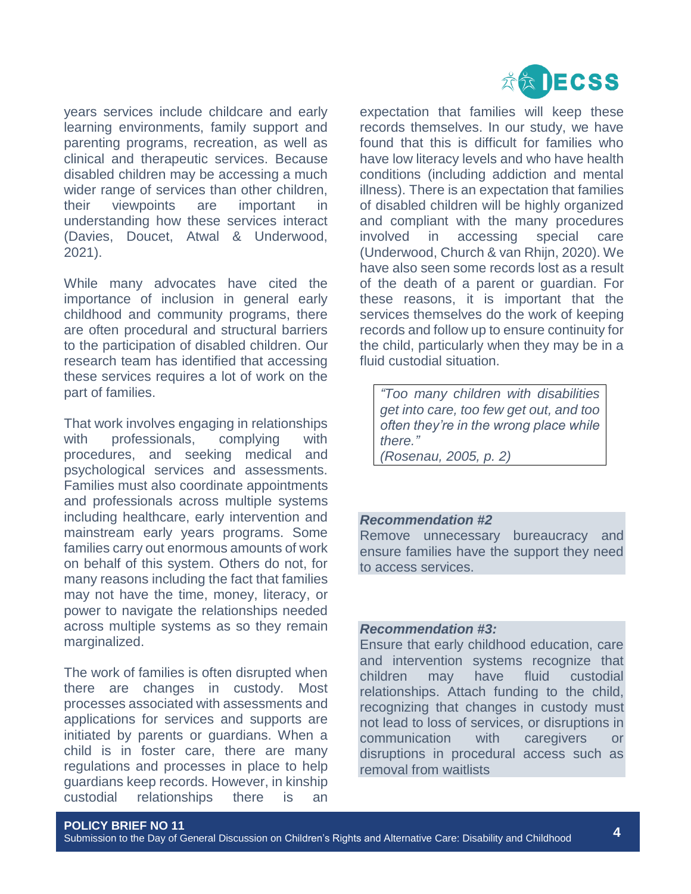years services include childcare and early learning environments, family support and parenting programs, recreation, as well as clinical and therapeutic services. Because disabled children may be accessing a much wider range of services than other children, their viewpoints are important in understanding how these services interact (Davies, Doucet, Atwal & Underwood, 2021).

While many advocates have cited the importance of inclusion in general early childhood and community programs, there are often procedural and structural barriers to the participation of disabled children. Our research team has identified that accessing these services requires a lot of work on the part of families.

That work involves engaging in relationships with professionals, complying with procedures, and seeking medical and psychological services and assessments. Families must also coordinate appointments and professionals across multiple systems including healthcare, early intervention and mainstream early years programs. Some families carry out enormous amounts of work on behalf of this system. Others do not, for many reasons including the fact that families may not have the time, money, literacy, or power to navigate the relationships needed across multiple systems as so they remain marginalized.

The work of families is often disrupted when there are changes in custody. Most processes associated with assessments and applications for services and supports are initiated by parents or guardians. When a child is in foster care, there are many regulations and processes in place to help guardians keep records. However, in kinship custodial relationships there is an expectation that families will keep these records themselves. In our study, we have found that this is difficult for families who have low literacy levels and who have health conditions (including addiction and mental illness). There is an expectation that families of disabled children will be highly organized and compliant with the many procedures involved in accessing special care (Underwood, Church & van Rhijn, 2020). We have also seen some records lost as a result of the death of a parent or guardian. For these reasons, it is important that the services themselves do the work of keeping records and follow up to ensure continuity for the child, particularly when they may be in a fluid custodial situation.

> *"Too many children with disabilities get into care, too few get out, and too often they're in the wrong place while there."*
> *(Rosenau, 2005, p. 2)*

***Recommendation #2***

Remove unnecessary bureaucracy and ensure families have the support they need to access services.

***Recommendation #3:***

Ensure that early childhood education, care and intervention systems recognize that children may have fluid custodial relationships. Attach funding to the child, recognizing that changes in custody must not lead to loss of services, or disruptions in communication with caregivers or disruptions in procedural access such as removal from waitlists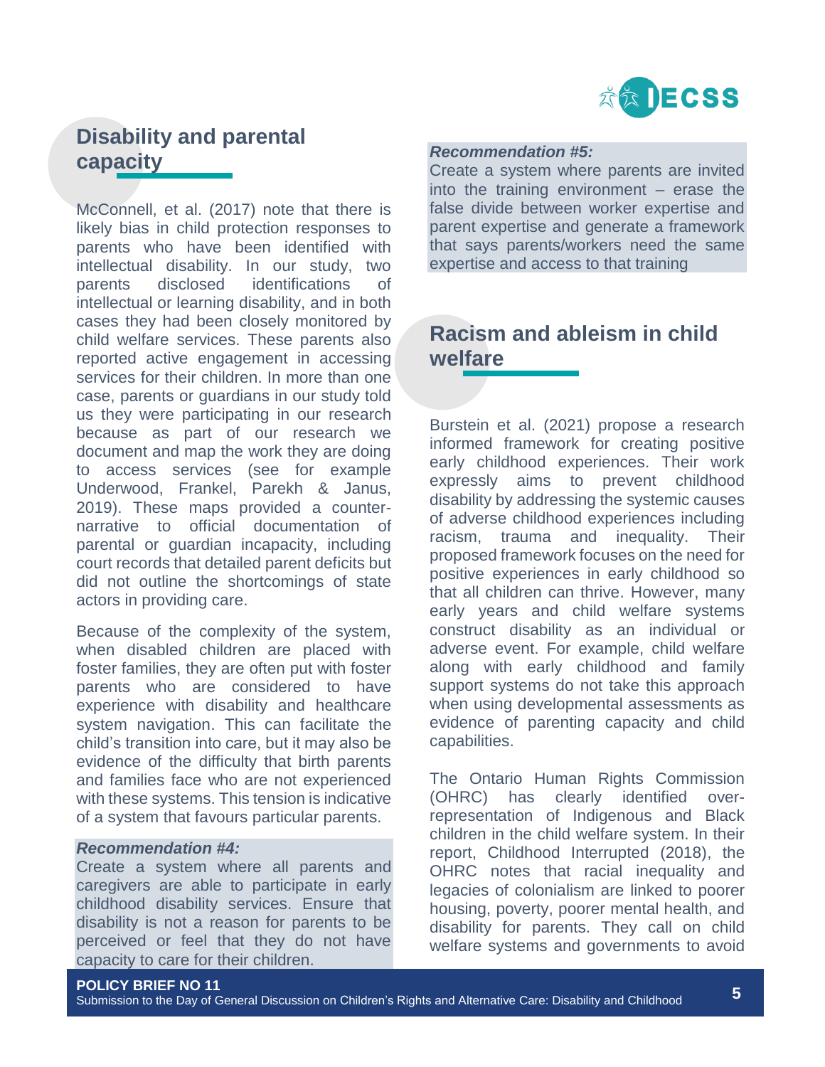## Disability and parental capacity

McConnell, et al. (2017) note that there is likely bias in child protection responses to parents who have been identified with intellectual disability. In our study, two parents disclosed identifications of intellectual or learning disability, and in both cases they had been closely monitored by child welfare services. These parents also reported active engagement in accessing services for their children. In more than one case, parents or guardians in our study told us they were participating in our research because as part of our research we document and map the work they are doing to access services (see for example Underwood, Frankel, Parekh & Janus, 2019). These maps provided a counter-narrative to official documentation of parental or guardian incapacity, including court records that detailed parent deficits but did not outline the shortcomings of state actors in providing care.

Because of the complexity of the system, when disabled children are placed with foster families, they are often put with foster parents who are considered to have experience with disability and healthcare system navigation. This can facilitate the child's transition into care, but it may also be evidence of the difficulty that birth parents and families face who are not experienced with these systems. This tension is indicative of a system that favours particular parents.

> ***Recommendation #4:***
> Create a system where all parents and caregivers are able to participate in early childhood disability services. Ensure that disability is not a reason for parents to be perceived or feel that they do not have capacity to care for their children.

> ***Recommendation #5:***
> Create a system where parents are invited into the training environment – erase the false divide between worker expertise and parent expertise and generate a framework that says parents/workers need the same expertise and access to that training

## Racism and ableism in child welfare

Burstein et al. (2021) propose a research informed framework for creating positive early childhood experiences. Their work expressly aims to prevent childhood disability by addressing the systemic causes of adverse childhood experiences including racism, trauma and inequality. Their proposed framework focuses on the need for positive experiences in early childhood so that all children can thrive. However, many early years and child welfare systems construct disability as an individual or adverse event. For example, child welfare along with early childhood and family support systems do not take this approach when using developmental assessments as evidence of parenting capacity and child capabilities.

The Ontario Human Rights Commission (OHRC) has clearly identified over-representation of Indigenous and Black children in the child welfare system. In their report, Childhood Interrupted (2018), the OHRC notes that racial inequality and legacies of colonialism are linked to poorer housing, poverty, poorer mental health, and disability for parents. They call on child welfare systems and governments to avoid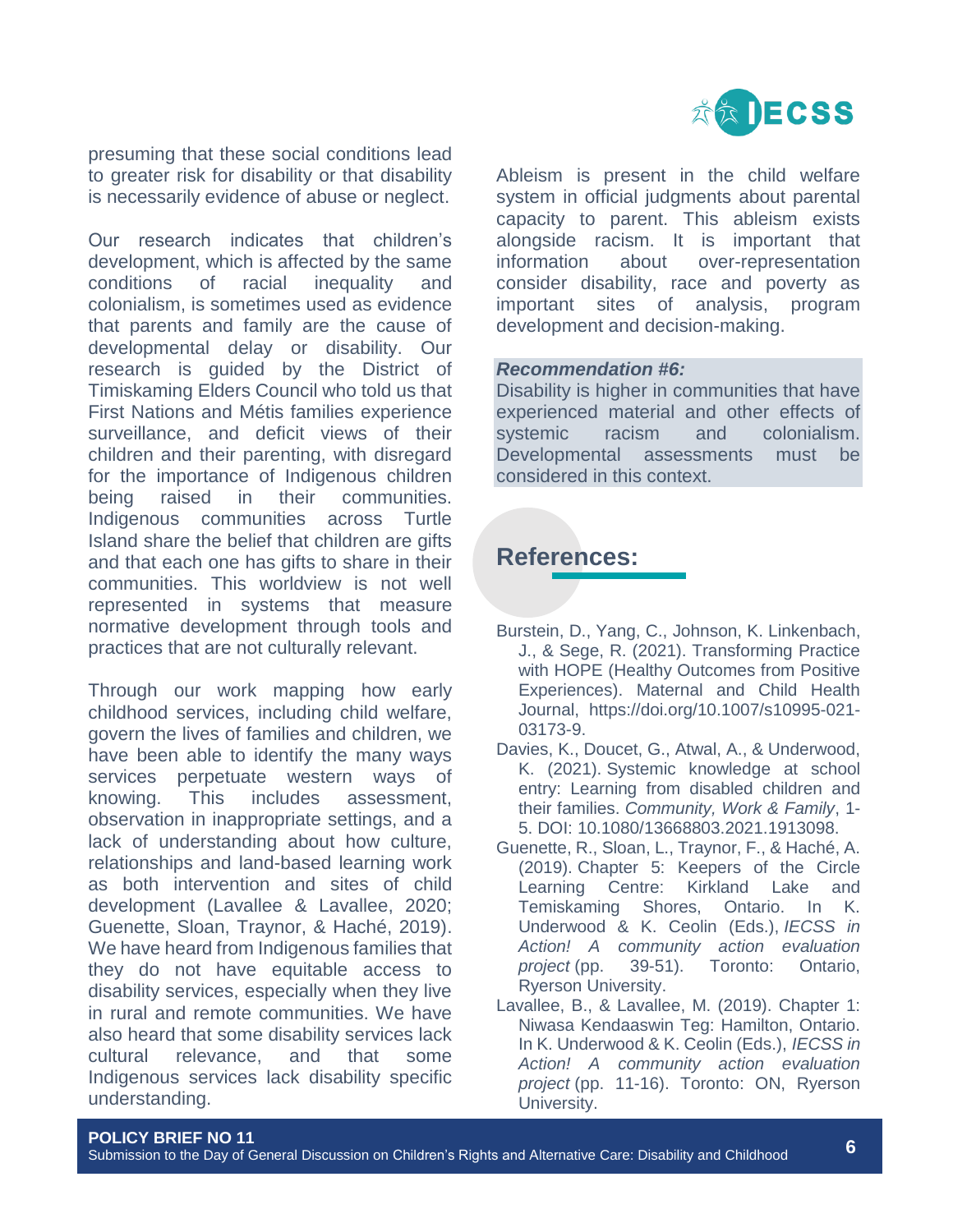presuming that these social conditions lead to greater risk for disability or that disability is necessarily evidence of abuse or neglect.

Our research indicates that children's development, which is affected by the same conditions of racial inequality and colonialism, is sometimes used as evidence that parents and family are the cause of developmental delay or disability. Our research is guided by the District of Timiskaming Elders Council who told us that First Nations and Métis families experience surveillance, and deficit views of their children and their parenting, with disregard for the importance of Indigenous children being raised in their communities. Indigenous communities across Turtle Island share the belief that children are gifts and that each one has gifts to share in their communities. This worldview is not well represented in systems that measure normative development through tools and practices that are not culturally relevant.

Through our work mapping how early childhood services, including child welfare, govern the lives of families and children, we have been able to identify the many ways services perpetuate western ways of knowing. This includes assessment, observation in inappropriate settings, and a lack of understanding about how culture, relationships and land-based learning work as both intervention and sites of child development (Lavallee & Lavallee, 2020; Guenette, Sloan, Traynor, & Haché, 2019). We have heard from Indigenous families that they do not have equitable access to disability services, especially when they live in rural and remote communities. We have also heard that some disability services lack cultural relevance, and that some Indigenous services lack disability specific understanding.

Ableism is present in the child welfare system in official judgments about parental capacity to parent. This ableism exists alongside racism. It is important that information about over-representation consider disability, race and poverty as important sites of analysis, program development and decision-making.

***Recommendation #6:***
Disability is higher in communities that have experienced material and other effects of systemic racism and colonialism. Developmental assessments must be considered in this context.

## References:

Burstein, D., Yang, C., Johnson, K. Linkenbach, J., & Sege, R. (2021). Transforming Practice with HOPE (Healthy Outcomes from Positive Experiences). Maternal and Child Health Journal, https://doi.org/10.1007/s10995-021-03173-9.

Davies, K., Doucet, G., Atwal, A., & Underwood, K. (2021). Systemic knowledge at school entry: Learning from disabled children and their families. *Community, Work & Family*, 1-5. DOI: 10.1080/13668803.2021.1913098.

Guenette, R., Sloan, L., Traynor, F., & Haché, A. (2019). Chapter 5: Keepers of the Circle Learning Centre: Kirkland Lake and Temiskaming Shores, Ontario. In K. Underwood & K. Ceolin (Eds.), *IECSS in Action! A community action evaluation project* (pp. 39-51). Toronto: Ontario, Ryerson University.

Lavallee, B., & Lavallee, M. (2019). Chapter 1: Niwasa Kendaaswin Teg: Hamilton, Ontario. In K. Underwood & K. Ceolin (Eds.), *IECSS in Action! A community action evaluation project* (pp. 11-16). Toronto: ON, Ryerson University.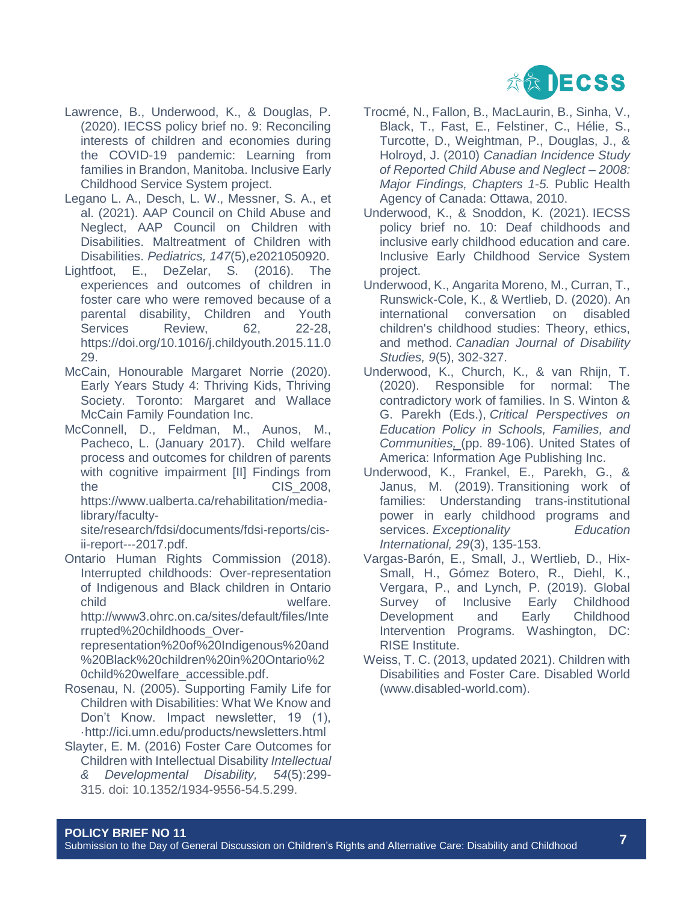Lawrence, B., Underwood, K., & Douglas, P. (2020). IECSS policy brief no. 9: Reconciling interests of children and economies during the COVID-19 pandemic: Learning from families in Brandon, Manitoba. Inclusive Early Childhood Service System project.

Legano L. A., Desch, L. W., Messner, S. A., et al. (2021). AAP Council on Child Abuse and Neglect, AAP Council on Children with Disabilities. Maltreatment of Children with Disabilities. *Pediatrics, 147*(5),e2021050920.

Lightfoot, E., DeZelar, S. (2016). The experiences and outcomes of children in foster care who were removed because of a parental disability, Children and Youth Services Review, 62, 22-28, https://doi.org/10.1016/j.childyouth.2015.11.029.

McCain, Honourable Margaret Norrie (2020). Early Years Study 4: Thriving Kids, Thriving Society. Toronto: Margaret and Wallace McCain Family Foundation Inc.

McConnell, D., Feldman, M., Aunos, M., Pacheco, L. (January 2017). Child welfare process and outcomes for children of parents with cognitive impairment [II] Findings from the CIS_2008, https://www.ualberta.ca/rehabilitation/media-library/faculty-site/research/fdsi/documents/fdsi-reports/cis-ii-report---2017.pdf.

Ontario Human Rights Commission (2018). Interrupted childhoods: Over-representation of Indigenous and Black children in Ontario child welfare. http://www3.ohrc.on.ca/sites/default/files/Interrupted%20childhoods_Over-representation%20of%20Indigenous%20and%20Black%20children%20in%20Ontario%20child%20welfare_accessible.pdf.

Rosenau, N. (2005). Supporting Family Life for Children with Disabilities: What We Know and Don't Know. Impact newsletter, 19 (1), ·http://ici.umn.edu/products/newsletters.html

Slayter, E. M. (2016) Foster Care Outcomes for Children with Intellectual Disability *Intellectual & Developmental Disability, 54*(5):299-315. doi: 10.1352/1934-9556-54.5.299.

Trocmé, N., Fallon, B., MacLaurin, B., Sinha, V., Black, T., Fast, E., Felstiner, C., Hélie, S., Turcotte, D., Weightman, P., Douglas, J., & Holroyd, J. (2010) *Canadian Incidence Study of Reported Child Abuse and Neglect – 2008: Major Findings, Chapters 1-5.* Public Health Agency of Canada: Ottawa, 2010.

Underwood, K., & Snoddon, K. (2021). IECSS policy brief no. 10: Deaf childhoods and inclusive early childhood education and care. Inclusive Early Childhood Service System project.

Underwood, K., Angarita Moreno, M., Curran, T., Runswick-Cole, K., & Wertlieb, D. (2020). An international conversation on disabled children's childhood studies: Theory, ethics, and method. *Canadian Journal of Disability Studies, 9*(5), 302-327.

Underwood, K., Church, K., & van Rhijn, T. (2020). Responsible for normal: The contradictory work of families. In S. Winton & G. Parekh (Eds.), *Critical Perspectives on Education Policy in Schools, Families, and Communities,* (pp. 89-106). United States of America: Information Age Publishing Inc.

Underwood, K., Frankel, E., Parekh, G., & Janus, M. (2019). Transitioning work of families: Understanding trans-institutional power in early childhood programs and services. *Exceptionality Education International, 29*(3), 135-153.

Vargas-Barón, E., Small, J., Wertlieb, D., Hix-Small, H., Gómez Botero, R., Diehl, K., Vergara, P., and Lynch, P. (2019). Global Survey of Inclusive Early Childhood Development and Early Childhood Intervention Programs. Washington, DC: RISE Institute.

Weiss, T. C. (2013, updated 2021). Children with Disabilities and Foster Care. Disabled World (www.disabled-world.com).